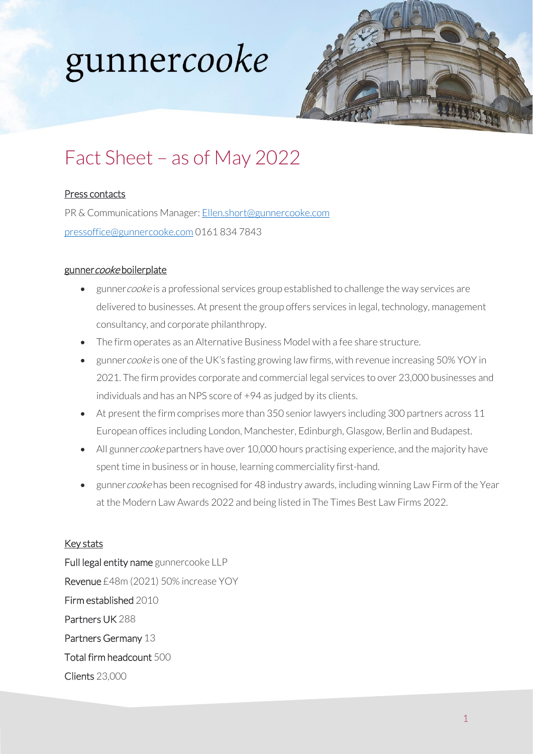gunner*cooke*

# Fact Sheet – as of May 2022

## Press contacts

PR & Communications Manager: Ellen.short@gunnercooke.com

pressoffice@gunnercooke.com 0161 834 7843

## gunner*cooke* boilerplate

- gunner*cooke* is a professional services group established to challenge the way services are delivered to businesses. At present the group offers services in legal, technology, management consultancy, and corporate philanthropy.
- The firm operates as an Alternative Business Model with a fee share structure.
- gunner*cooke* is one of the UK's fasting growing law firms, with revenue increasing 50% YOY in 2021. The firm provides corporate and commercial legal services to over 23,000 businesses and individuals and has an NPS score of +94 as judged by its clients.
- At present the firm comprises more than 350 senior lawyers including 300 partners across 11 European offices including London, Manchester, Edinburgh, Glasgow, Berlin and Budapest.
- All gunner*cooke* partners have over 10,000 hours practising experience, and the majority have spent time in business or in house, learning commerciality first-hand.
- gunner*cooke* has been recognised for 48 industry awards, including winning Law Firm of the Year at the Modern Law Awards 2022 and being listed in The Times Best Law Firms 2022.

## Key stats

Full legal entity name gunnercooke LLP

Revenue £48m (2021) 50% increase YOY

Firm established 2010

Partners UK 288

Partners Germany 13

Total firm headcount 500

Clients 23,000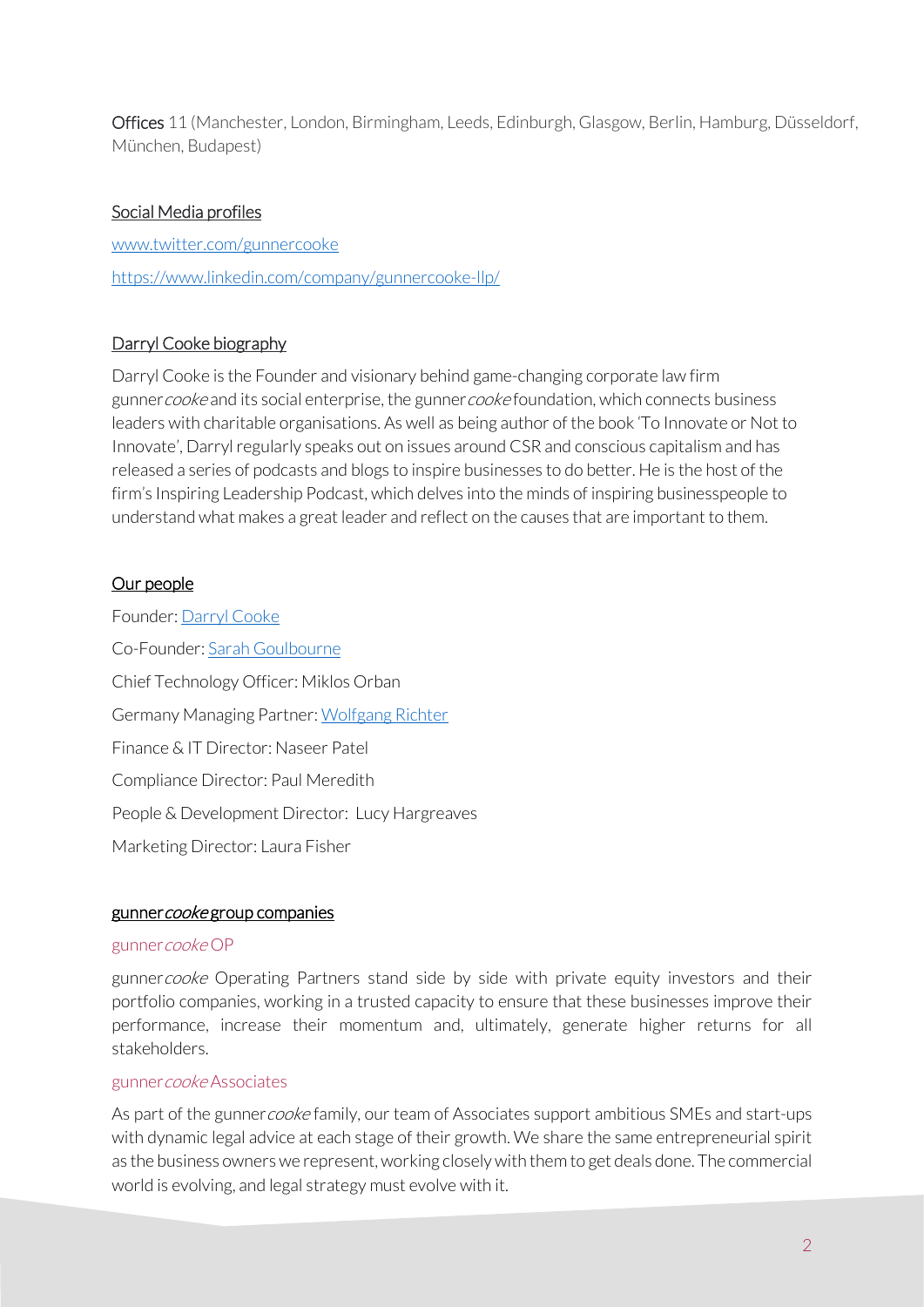**Offices** 11 (Manchester, London, Birmingham, Leeds, Edinburgh, Glasgow, Berlin, Hamburg, Düsseldorf, München, Budapest)

## Social Media profiles

www.twitter.com/gunnercooke

https://www.linkedin.com/company/gunnercooke-llp/

## Darryl Cooke biography

Darryl Cooke is the Founder and visionary behind game-changing corporate law firm gunner*cooke* and its social enterprise, the gunner*cooke* foundation, which connects business leaders with charitable organisations. As well as being author of the book 'To Innovate or Not to Innovate', Darryl regularly speaks out on issues around CSR and conscious capitalism and has released a series of podcasts and blogs to inspire businesses to do better. He is the host of the firm's Inspiring Leadership Podcast, which delves into the minds of inspiring businesspeople to understand what makes a great leader and reflect on the causes that are important to them.

## Our people

Founder: Darryl Cooke

Co-Founder: Sarah Goulbourne

Chief Technology Officer: Miklos Orban

Germany Managing Partner: Wolfgang Richter

Finance & IT Director: Naseer Patel

Compliance Director: Paul Meredith

People & Development Director: Lucy Hargreaves

Marketing Director: Laura Fisher

## gunner*cooke* group companies

### gunner*cooke* OP

gunner*cooke* Operating Partners stand side by side with private equity investors and their portfolio companies, working in a trusted capacity to ensure that these businesses improve their performance, increase their momentum and, ultimately, generate higher returns for all stakeholders.

### gunner*cooke* Associates

As part of the gunner*cooke* family, our team of Associates support ambitious SMEs and start-ups with dynamic legal advice at each stage of their growth. We share the same entrepreneurial spirit as the business owners we represent, working closely with them to get deals done. The commercial world is evolving, and legal strategy must evolve with it.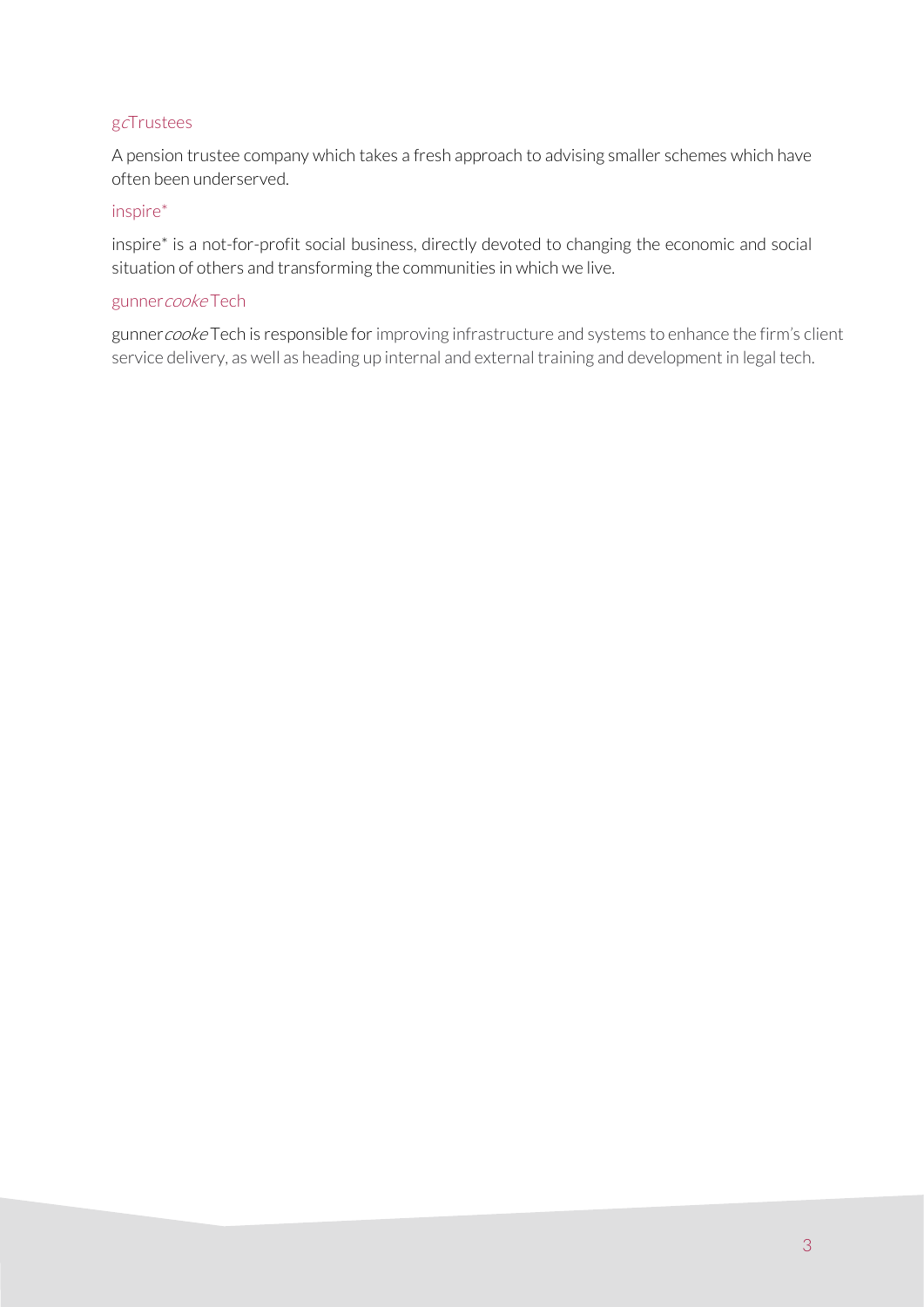### g*c*Trustees

A pension trustee company which takes a fresh approach to advising smaller schemes which have often been underserved.

### inspire*

inspire* is a not-for-profit social business, directly devoted to changing the economic and social situation of others and transforming the communities in which we live.

### gunner*cooke* Tech

gunner*cooke* Tech is responsible for improving infrastructure and systems to enhance the firm's client service delivery, as well as heading up internal and external training and development in legal tech.